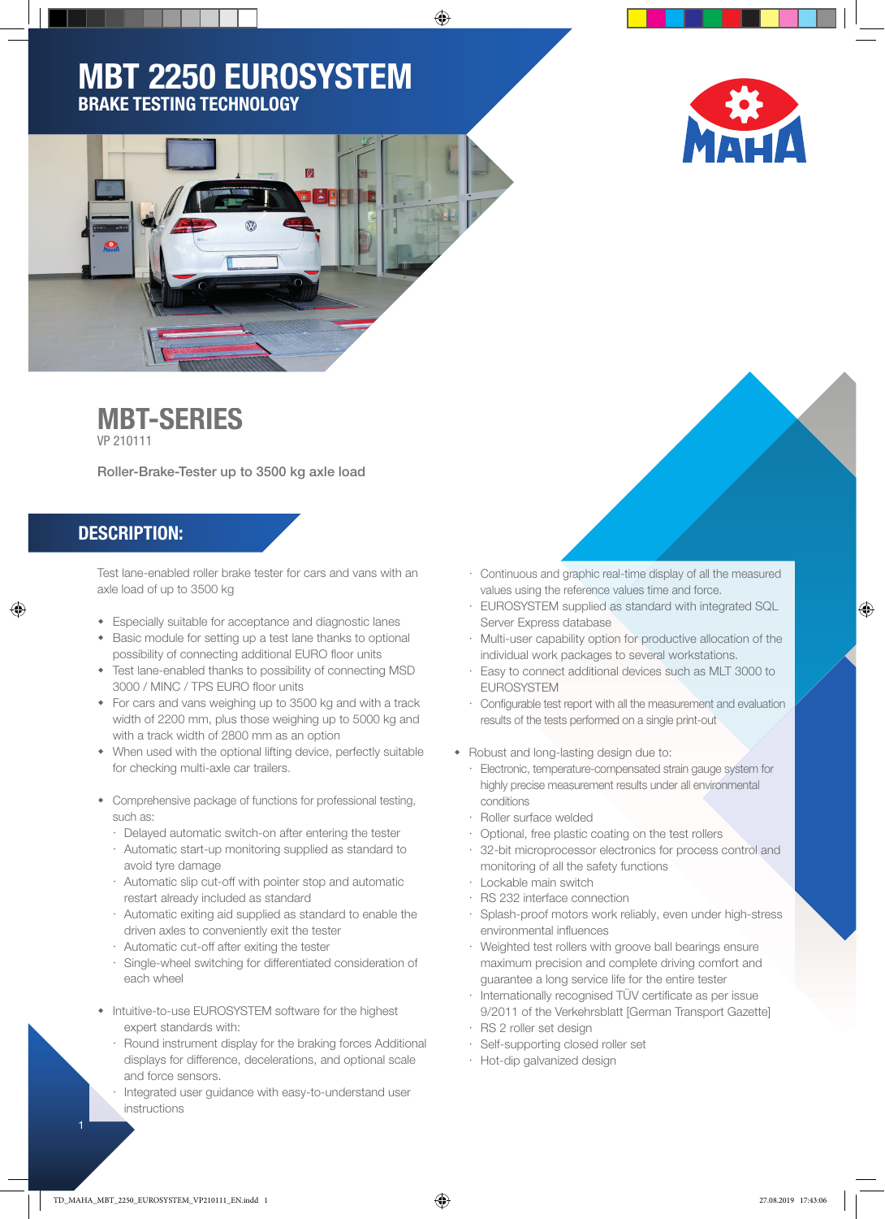# MBT 2250 EUROSYSTEM

## BRAKE TESTING TECHNOLOGY

MAHA

## MBT-SERIES

VP 210111

Roller-Brake-Tester up to 3500 kg axle load

## DESCRIPTION:

Test lane-enabled roller brake tester for cars and vans with an axle load of up to 3500 kg

- Especially suitable for acceptance and diagnostic lanes
- Basic module for setting up a test lane thanks to optional possibility of connecting additional EURO floor units
- Test lane-enabled thanks to possibility of connecting MSD 3000 / MINC / TPS EURO floor units
- For cars and vans weighing up to 3500 kg and with a track width of 2200 mm, plus those weighing up to 5000 kg and with a track width of 2800 mm as an option
- When used with the optional lifting device, perfectly suitable for checking multi-axle car trailers.

- Comprehensive package of functions for professional testing, such as:
  - Delayed automatic switch-on after entering the tester
  - Automatic start-up monitoring supplied as standard to avoid tyre damage
  - Automatic slip cut-off with pointer stop and automatic restart already included as standard
  - Automatic exiting aid supplied as standard to enable the driven axles to conveniently exit the tester
  - Automatic cut-off after exiting the tester
  - Single-wheel switching for differentiated consideration of each wheel

- Intuitive-to-use EUROSYSTEM software for the highest expert standards with:
  - Round instrument display for the braking forces Additional displays for difference, decelerations, and optional scale and force sensors.
  - Integrated user guidance with easy-to-understand user instructions
  - Continuous and graphic real-time display of all the measured values using the reference values time and force.
  - EUROSYSTEM supplied as standard with integrated SQL Server Express database
  - Multi-user capability option for productive allocation of the individual work packages to several workstations.
  - Easy to connect additional devices such as MLT 3000 to EUROSYSTEM
  - Configurable test report with all the measurement and evaluation results of the tests performed on a single print-out

- Robust and long-lasting design due to:
  - Electronic, temperature-compensated strain gauge system for highly precise measurement results under all environmental conditions
  - Roller surface welded
  - Optional, free plastic coating on the test rollers
  - 32-bit microprocessor electronics for process control and monitoring of all the safety functions
  - Lockable main switch
  - RS 232 interface connection
  - Splash-proof motors work reliably, even under high-stress environmental influences
  - Weighted test rollers with groove ball bearings ensure maximum precision and complete driving comfort and guarantee a long service life for the entire tester
  - Internationally recognised TÜV certificate as per issue 9/2011 of the Verkehrsblatt [German Transport Gazette]
  - RS 2 roller set design
  - Self-supporting closed roller set
  - Hot-dip galvanized design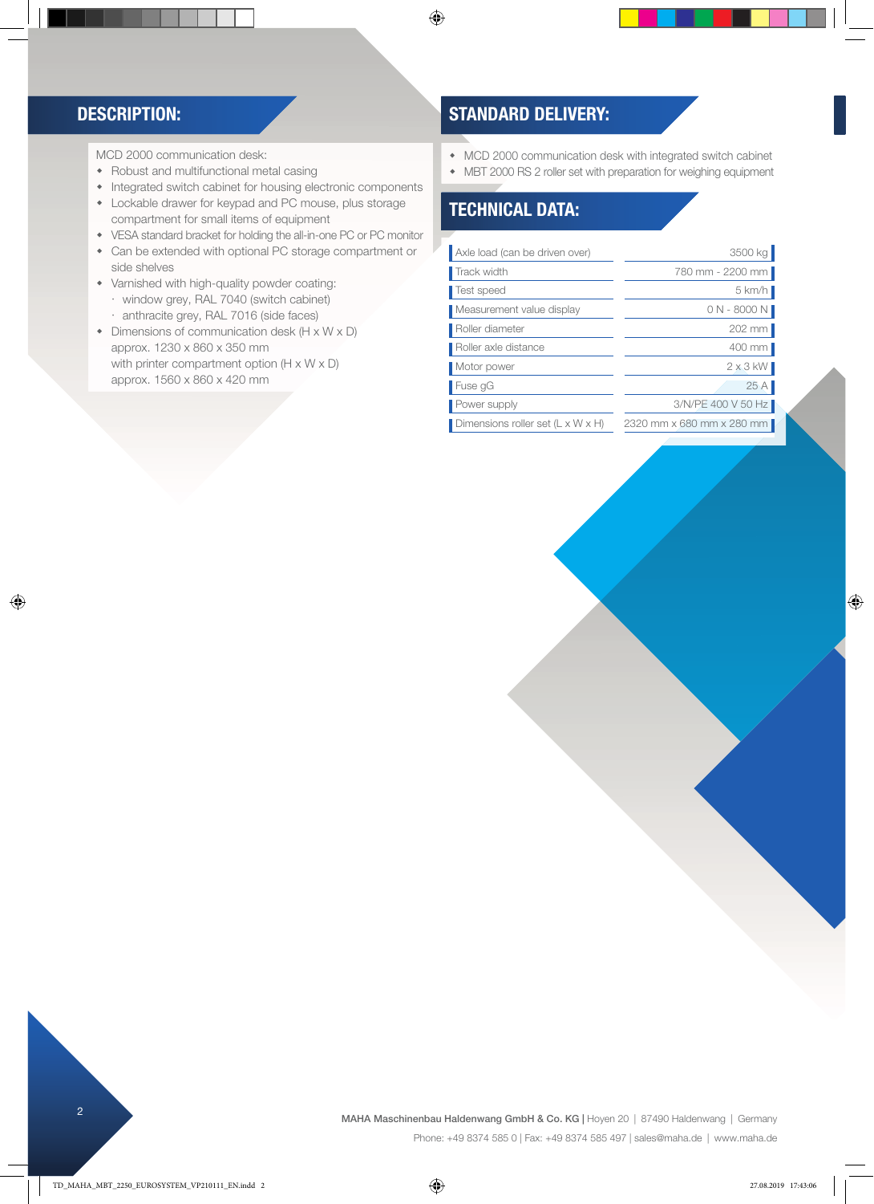## DESCRIPTION:

MCD 2000 communication desk:

- Robust and multifunctional metal casing
- Integrated switch cabinet for housing electronic components
- Lockable drawer for keypad and PC mouse, plus storage compartment for small items of equipment
- VESA standard bracket for holding the all-in-one PC or PC monitor
- Can be extended with optional PC storage compartment or side shelves
- Varnished with high-quality powder coating:
  - window grey, RAL 7040 (switch cabinet)
  - anthracite grey, RAL 7016 (side faces)
- Dimensions of communication desk (H x W x D) approx. 1230 x 860 x 350 mm with printer compartment option (H x W x D) approx. 1560 x 860 x 420 mm

## STANDARD DELIVERY:

- MCD 2000 communication desk with integrated switch cabinet
- MBT 2000 RS 2 roller set with preparation for weighing equipment

## TECHNICAL DATA:

| | |
|---|---|
| Axle load (can be driven over) | 3500 kg |
| Track width | 780 mm - 2200 mm |
| Test speed | 5 km/h |
| Measurement value display | 0 N - 8000 N |
| Roller diameter | 202 mm |
| Roller axle distance | 400 mm |
| Motor power | 2 x 3 kW |
| Fuse gG | 25 A |
| Power supply | 3/N/PE 400 V 50 Hz |
| Dimensions roller set (L x W x H) | 2320 mm x 680 mm x 280 mm |

**MAHA Maschinenbau Haldenwang GmbH & Co. KG** | Hoyen 20 | 87490 Haldenwang | Germany
Phone: +49 8374 585 0 | Fax: +49 8374 585 497 | sales@maha.de | www.maha.de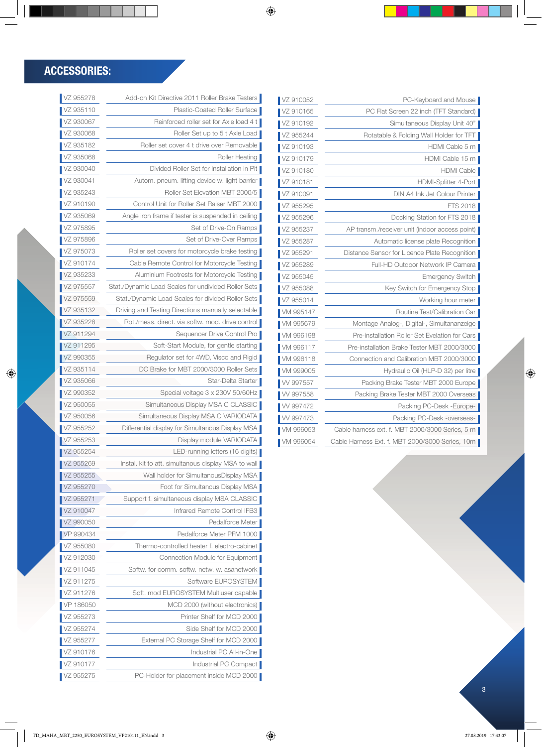## ACCESSORIES:

| | |
|---|---|
| VZ 955278 | Add-on Kit Directive 2011 Roller Brake Testers |
| VZ 935110 | Plastic-Coated Roller Surface |
| VZ 930067 | Reinforced roller set for Axle load 4 t |
| VZ 930068 | Roller Set up to 5 t Axle Load |
| VZ 935182 | Roller set cover 4 t drive over Removable |
| VZ 935068 | Roller Heating |
| VZ 930040 | Divided Roller Set for Installation in Pit |
| VZ 930041 | Autom. pneum. lifting device w. light barrier |
| VZ 935243 | Roller Set Elevation MBT 2000/5 |
| VZ 910190 | Control Unit for Roller Set Raiser MBT 2000 |
| VZ 935069 | Angle iron frame if tester is suspended in ceiling |
| VZ 975895 | Set of Drive-On Ramps |
| VZ 975896 | Set of Drive-Over Ramps |
| VZ 975073 | Roller set covers for motorcycle brake testing |
| VZ 910174 | Cable Remote Control for Motorcycle Testing |
| VZ 935233 | Aluminium Footrests for Motorcycle Testing |
| VZ 975557 | Stat./Dynamic Load Scales for undivided Roller Sets |
| VZ 975559 | Stat./Dynamic Load Scales for divided Roller Sets |
| VZ 935132 | Driving and Testing Directions manually selectable |
| VZ 935228 | Rot./meas. direct. via softw. mod. drive control |
| VZ 911294 | Sequencer Drive Control Pro |
| VZ 911295 | Soft-Start Module, for gentle starting |
| VZ 990355 | Regulator set for 4WD, Visco and Rigid |
| VZ 935114 | DC Brake for MBT 2000/3000 Roller Sets |
| VZ 935066 | Star-Delta Starter |
| VZ 990352 | Special voltage 3 x 230V 50/60Hz |
| VZ 950055 | Simultaneous Display MSA C CLASSIC |
| VZ 950056 | Simultaneous Display MSA C VARIODATA |
| VZ 955252 | Differential display for Simultanous Display MSA |
| VZ 955253 | Display module VARIODATA |
| VZ 955254 | LED-running letters (16 digits) |
| VZ 955269 | Instal. kit to att. simultanous display MSA to wall |
| VZ 955255 | Wall holder for SimultanousDisplay MSA |
| VZ 955270 | Foot for Simultanous Display MSA |
| VZ 955271 | Support f. simultaneous display MSA CLASSIC |
| VZ 910047 | Infrared Remote Control IFB3 |
| VZ 990050 | Pedalforce Meter |
| VP 990434 | Pedalforce Meter PFM 1000 |
| VZ 955080 | Thermo-controlled heater f. electro-cabinet |
| VZ 912030 | Connection Module for Equipment |
| VZ 911045 | Softw. for comm. softw. netw. w. asanetwork |
| VZ 911275 | Software EUROSYSTEM |
| VZ 911276 | Soft. mod EUROSYSTEM Multiuser capable |
| VP 186050 | MCD 2000 (without electronics) |
| VZ 955273 | Printer Shelf for MCD 2000 |
| VZ 955274 | Side Shelf for MCD 2000 |
| VZ 955277 | External PC Storage Shelf for MCD 2000 |
| VZ 910176 | Industrial PC All-in-One |
| VZ 910177 | Industrial PC Compact |
| VZ 955275 | PC-Holder for placement inside MCD 2000 |
| VZ 910052 | PC-Keyboard and Mouse |
| VZ 910165 | PC Flat Screen 22 inch (TFT Standard) |
| VZ 910192 | Simultaneous Display Unit 40" |
| VZ 955244 | Rotatable & Folding Wall Holder for TFT |
| VZ 910193 | HDMI Cable 5 m |
| VZ 910179 | HDMI Cable 15 m |
| VZ 910180 | HDMI Cable |
| VZ 910181 | HDMI-Splitter 4-Port |
| VZ 910091 | DIN A4 Ink Jet Colour Printer |
| VZ 955295 | FTS 2018 |
| VZ 955296 | Docking Station for FTS 2018 |
| VZ 955237 | AP transm./receiver unit (indoor access point) |
| VZ 955287 | Automatic license plate Recognition |
| VZ 955291 | Distance Sensor for Licence Plate Recognition |
| VZ 955289 | Full-HD Outdoor Network IP Camera |
| VZ 955045 | Emergency Switch |
| VZ 955088 | Key Switch for Emergency Stop |
| VZ 955014 | Working hour meter |
| VM 995147 | Routine Test/Calibration Car |
| VM 995679 | Montage Analog-, Digital-, Simultananzeige |
| VM 996198 | Pre-installation Roller Set Evelation for Cars |
| VM 996117 | Pre-installation Brake Tester MBT 2000/3000 |
| VM 996118 | Connection and Calibration MBT 2000/3000 |
| VM 999005 | Hydraulic Oil (HLP-D 32) per litre |
| VV 997557 | Packing Brake Tester MBT 2000 Europe |
| VV 997558 | Packing Brake Tester MBT 2000 Overseas |
| VV 997472 | Packing PC-Desk -Europe- |
| VV 997473 | Packing PC-Desk -overseas- |
| VM 996053 | Cable harness ext. f. MBT 2000/3000 Series, 5 m |
| VM 996054 | Cable Harness Ext. f. MBT 2000/3000 Series, 10m |